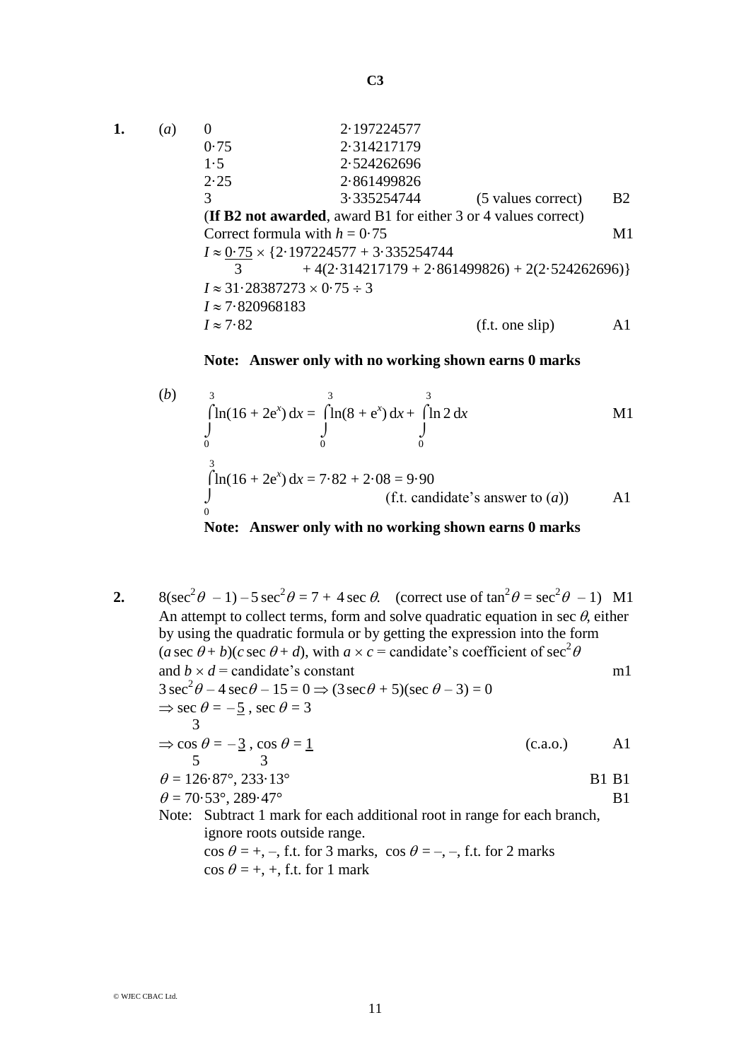**C3**

**1.** (*a*)

| | | | |
|---|---|---|---|
| 0 | 2·197224577 | | |
| 0·75 | 2·314217179 | | |
| 1·5 | 2·524262696 | | |
| 2·25 | 2·861499826 | | |
| 3 | 3·335254744 | (5 values correct) | B2 |

(**If B2 not awarded**, award B1 for either 3 or 4 values correct)

Correct formula with $h = 0{\cdot}75$ M1

$I \approx \frac{0{\cdot}75}{3} \times \{2{\cdot}197224577 + 3{\cdot}335254744 + 4(2{\cdot}314217179 + 2{\cdot}861499826) + 2(2{\cdot}524262696)\}$

$I \approx 31{\cdot}28387273 \times 0{\cdot}75 \div 3$

$I \approx 7{\cdot}820968183$

$I \approx 7{\cdot}82$ (f.t. one slip) A1

**Note: Answer only with no working shown earns 0 marks**

(*b*)

$$\int_0^3 \ln(16 + 2e^x)\,dx = \int_0^3 \ln(8 + e^x)\,dx + \int_0^3 \ln 2\,dx$$ M1

$$\int_0^3 \ln(16 + 2e^x)\,dx = 7{\cdot}82 + 2{\cdot}08 = 9{\cdot}90$$

(f.t. candidate's answer to (*a*)) A1

**Note: Answer only with no working shown earns 0 marks**

**2.** $8(\sec^2\theta - 1) - 5\sec^2\theta = 7 + 4\sec\theta$. (correct use of $\tan^2\theta = \sec^2\theta - 1$) M1

An attempt to collect terms, form and solve quadratic equation in $\sec\theta$, either by using the quadratic formula or by getting the expression into the form $(a\sec\theta + b)(c\sec\theta + d)$, with $a \times c$ = candidate's coefficient of $\sec^2\theta$ and $b \times d$ = candidate's constant m1

$3\sec^2\theta - 4\sec\theta - 15 = 0 \Rightarrow (3\sec\theta + 5)(\sec\theta - 3) = 0$

$\Rightarrow \sec\theta = -\frac{5}{3}$, $\sec\theta = 3$

$\Rightarrow \cos\theta = -\frac{3}{5}$, $\cos\theta = \frac{1}{3}$ (c.a.o.) A1

$\theta = 126{\cdot}87°, 233{\cdot}13°$ B1 B1

$\theta = 70{\cdot}53°, 289{\cdot}47°$ B1

Note: Subtract 1 mark for each additional root in range for each branch, ignore roots outside range.

$\cos\theta = +, -$, f.t. for 3 marks, $\cos\theta = -, -$, f.t. for 2 marks

$\cos\theta = +, +$, f.t. for 1 mark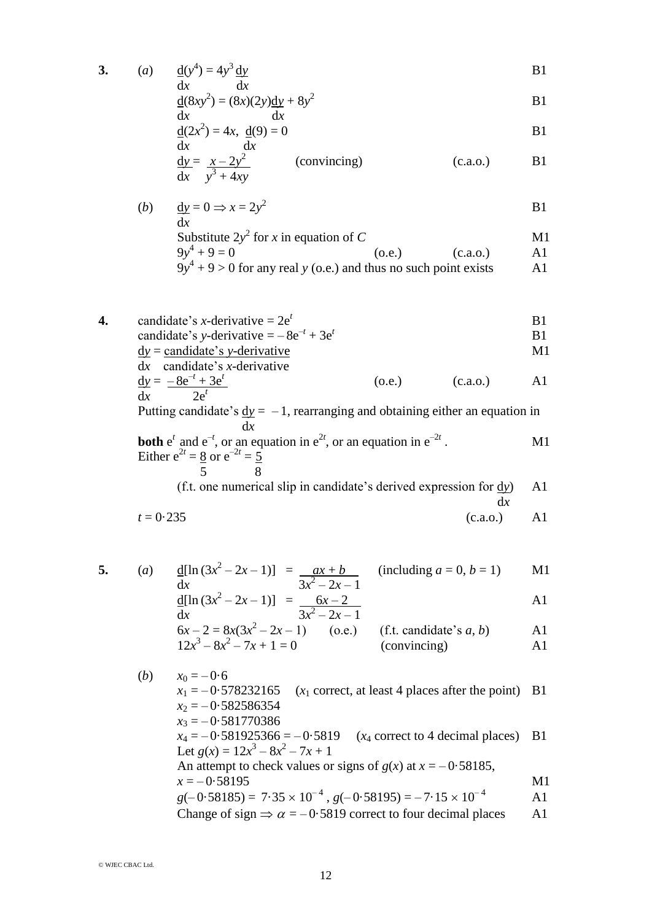**3.** (*a*) $\dfrac{d(y^4)}{dx} = 4y^3\dfrac{dy}{dx}$ B1

$\dfrac{d(8xy^2)}{dx} = (8x)(2y)\dfrac{dy}{dx} + 8y^2$ B1

$\dfrac{d(2x^2)}{dx} = 4x$, $\dfrac{d(9)}{dx} = 0$ B1

$\dfrac{dy}{dx} = \dfrac{x - 2y^2}{y^3 + 4xy}$ (convincing) (c.a.o.) B1

(*b*) $\dfrac{dy}{dx} = 0 \Rightarrow x = 2y^2$ B1

Substitute $2y^2$ for $x$ in equation of $C$ M1

$9y^4 + 9 = 0$ (o.e.) (c.a.o.) A1

$9y^4 + 9 > 0$ for any real $y$ (o.e.) and thus no such point exists A1

**4.** candidate's $x$-derivative $= 2e^t$ B1

candidate's $y$-derivative $= -8e^{-t} + 3e^t$ B1

$\dfrac{dy}{dx} = \dfrac{\text{candidate's } y\text{-derivative}}{\text{candidate's } x\text{-derivative}}$ M1

$\dfrac{dy}{dx} = \dfrac{-8e^{-t} + 3e^t}{2e^t}$ (o.e.) (c.a.o.) A1

Putting candidate's $\dfrac{dy}{dx} = -1$, rearranging and obtaining either an equation in **both** $e^t$ and $e^{-t}$, or an equation in $e^{2t}$, or an equation in $e^{-2t}$. M1

Either $e^{2t} = \dfrac{8}{5}$ or $e^{-2t} = \dfrac{5}{8}$

(f.t. one numerical slip in candidate's derived expression for $\dfrac{dy}{dx}$) A1

$t = 0{\cdot}235$ (c.a.o.) A1

**5.** (*a*) $\dfrac{d}{dx}[\ln(3x^2 - 2x - 1)] = \dfrac{ax + b}{3x^2 - 2x - 1}$ (including $a = 0$, $b = 1$) M1

$\dfrac{d}{dx}[\ln(3x^2 - 2x - 1)] = \dfrac{6x - 2}{3x^2 - 2x - 1}$ A1

$6x - 2 = 8x(3x^2 - 2x - 1)$ (o.e.) (f.t. candidate's $a$, $b$) A1

$12x^3 - 8x^2 - 7x + 1 = 0$ (convincing) A1

(*b*) $x_0 = -0{\cdot}6$

$x_1 = -0{\cdot}578232165$ ($x_1$ correct, at least 4 places after the point) B1

$x_2 = -0{\cdot}582586354$

$x_3 = -0{\cdot}581770386$

$x_4 = -0{\cdot}581925366 = -0{\cdot}5819$ ($x_4$ correct to 4 decimal places) B1

Let $g(x) = 12x^3 - 8x^2 - 7x + 1$

An attempt to check values or signs of $g(x)$ at $x = -0{\cdot}58185$, $x = -0{\cdot}58195$ M1

$g(-0{\cdot}58185) = 7{\cdot}35 \times 10^{-4}$, $g(-0{\cdot}58195) = -7{\cdot}15 \times 10^{-4}$ A1

Change of sign $\Rightarrow \alpha = -0{\cdot}5819$ correct to four decimal places A1

© WJEC CBAC Ltd.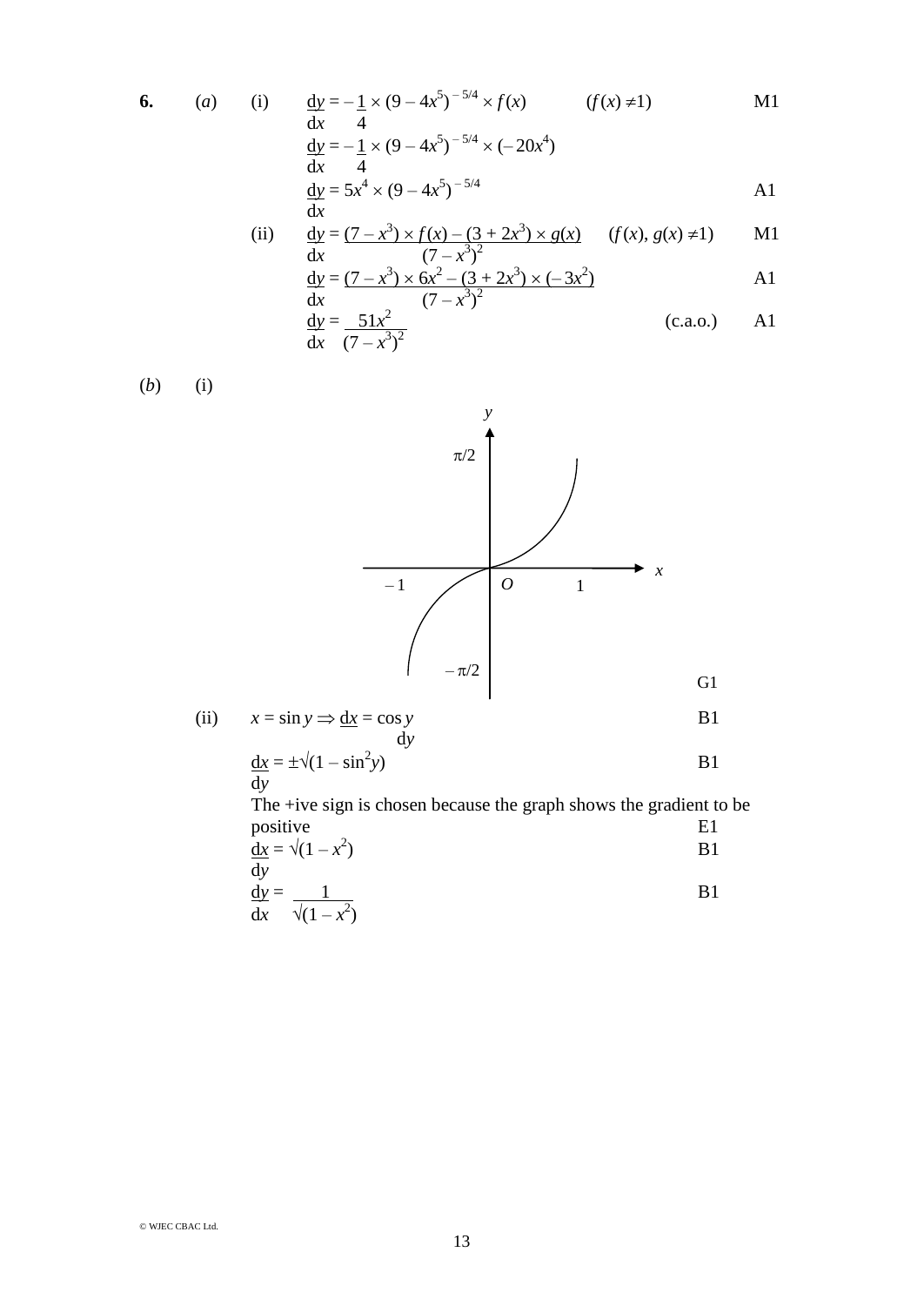**6.** (*a*) (i) $\frac{dy}{dx} = -\frac{1}{4} \times (9 - 4x^5)^{-5/4} \times f(x)$ $(f(x) \neq 1)$ M1

$\frac{dy}{dx} = -\frac{1}{4} \times (9 - 4x^5)^{-5/4} \times (-20x^4)$

$\frac{dy}{dx} = 5x^4 \times (9 - 4x^5)^{-5/4}$ A1

(ii) $\frac{dy}{dx} = \frac{(7 - x^3) \times f(x) - (3 + 2x^3) \times g(x)}{(7 - x^3)^2}$ $(f(x), g(x) \neq 1)$ M1

$\frac{dy}{dx} = \frac{(7 - x^3) \times 6x^2 - (3 + 2x^3) \times (-3x^2)}{(7 - x^3)^2}$ A1

$\frac{dy}{dx} = \frac{51x^2}{(7 - x^3)^2}$ (c.a.o.) A1

(*b*) (i)

y

π/2

x

– 1

O

1

– π/2

G1

(ii) $x = \sin y \Rightarrow \frac{dx}{dy} = \cos y$ B1

$\frac{dx}{dy} = \pm\sqrt{(1 - \sin^2 y)}$ B1

The +ive sign is chosen because the graph shows the gradient to be positive E1

$\frac{dx}{dy} = \sqrt{(1 - x^2)}$ B1

$\frac{dy}{dx} = \frac{1}{\sqrt{(1 - x^2)}}$ B1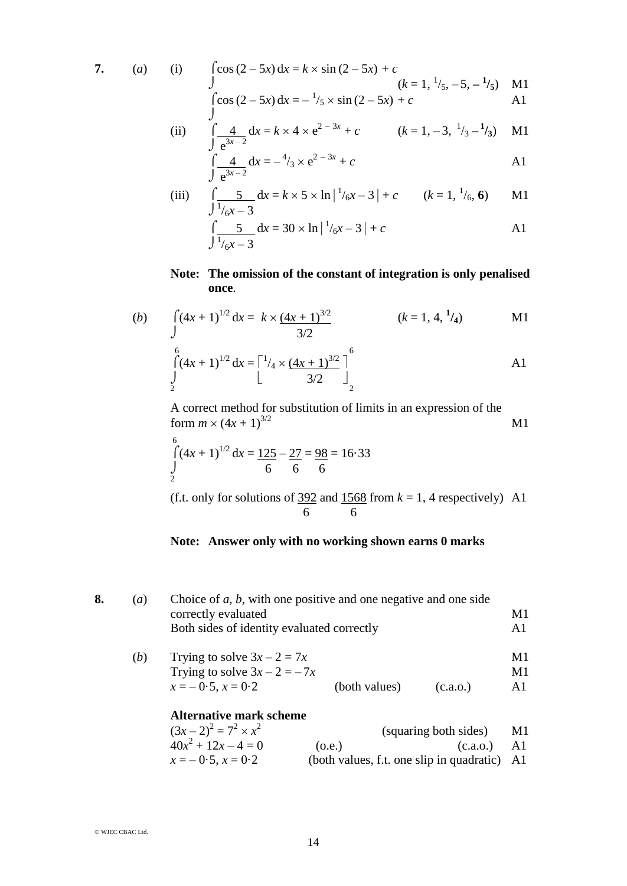**7.** (*a*) (i) $\int \cos(2 - 5x)\,dx = k \times \sin(2 - 5x) + c$

$(k = 1, \tfrac{1}{5}, -5, -\tfrac{\mathbf{1}}{\mathbf{5}})$ M1

$\int \cos(2 - 5x)\,dx = -\tfrac{1}{5} \times \sin(2 - 5x) + c$ A1

(ii) $\int \frac{4}{e^{3x-2}}\,dx = k \times 4 \times e^{2 - 3x} + c$ $(k = 1, -3, \tfrac{1}{3}, -\tfrac{\mathbf{1}}{\mathbf{3}})$ M1

$\int \frac{4}{e^{3x-2}}\,dx = -\tfrac{4}{3} \times e^{2 - 3x} + c$ A1

(iii) $\int \frac{5}{\tfrac{1}{6}x - 3}\,dx = k \times 5 \times \ln\left|\tfrac{1}{6}x - 3\right| + c$ $(k = 1, \tfrac{1}{6}, \mathbf{6})$ M1

$\int \frac{5}{\tfrac{1}{6}x - 3}\,dx = 30 \times \ln\left|\tfrac{1}{6}x - 3\right| + c$ A1

**Note: The omission of the constant of integration is only penalised once.**

(*b*) $\int (4x + 1)^{1/2}\,dx = k \times \frac{(4x + 1)^{3/2}}{3/2}$ $(k = 1, 4, \tfrac{\mathbf{1}}{\mathbf{4}})$ M1

$\int_2^6 (4x + 1)^{1/2}\,dx = \left[\tfrac{1}{4} \times \frac{(4x + 1)^{3/2}}{3/2}\right]_2^6$ A1

A correct method for substitution of limits in an expression of the form $m \times (4x + 1)^{3/2}$ M1

$\int_2^6 (4x + 1)^{1/2}\,dx = \frac{125}{6} - \frac{27}{6} = \frac{98}{6} = 16{\cdot}33$

(f.t. only for solutions of $\frac{392}{6}$ and $\frac{1568}{6}$ from $k = 1, 4$ respectively) A1

**Note: Answer only with no working shown earns 0 marks**

**8.** (*a*) Choice of *a*, *b*, with one positive and one negative and one side correctly evaluated M1

Both sides of identity evaluated correctly A1

(*b*) Trying to solve $3x - 2 = 7x$ M1

Trying to solve $3x - 2 = -7x$ M1

$x = -0{\cdot}5,\ x = 0{\cdot}2$ (both values) (c.a.o.) A1

**Alternative mark scheme**

$(3x - 2)^2 = 7^2 \times x^2$ (squaring both sides) M1

$40x^2 + 12x - 4 = 0$ (o.e.) (c.a.o.) A1

$x = -0{\cdot}5,\ x = 0{\cdot}2$ (both values, f.t. one slip in quadratic) A1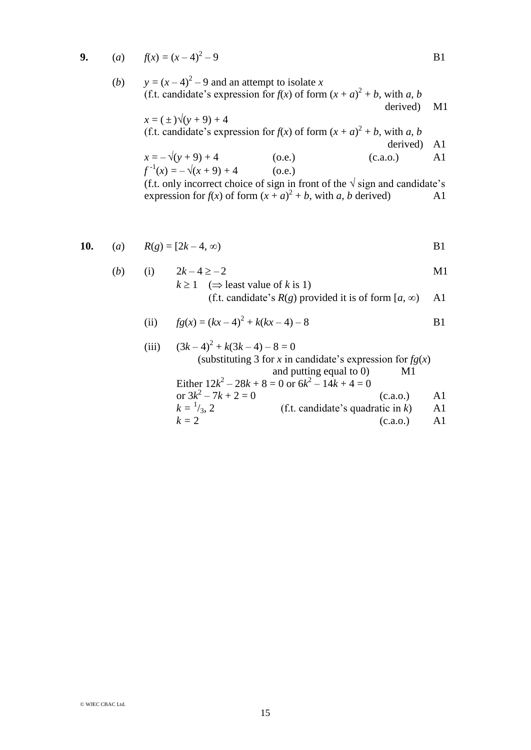**9.** (*a*) $f(x) = (x - 4)^2 - 9$ B1

(*b*) $y = (x - 4)^2 - 9$ and an attempt to isolate $x$
(f.t. candidate's expression for $f(x)$ of form $(x + a)^2 + b$, with $a, b$ derived) M1

$x = (\pm)\sqrt{(y + 9)} + 4$
(f.t. candidate's expression for $f(x)$ of form $(x + a)^2 + b$, with $a, b$ derived) A1

$x = -\sqrt{(y + 9)} + 4$ (o.e.) (c.a.o.) A1

$f^{-1}(x) = -\sqrt{(x + 9)} + 4$ (o.e.)
(f.t. only incorrect choice of sign in front of the $\sqrt{}$ sign and candidate's expression for $f(x)$ of form $(x + a)^2 + b$, with $a, b$ derived) A1

**10.** (*a*) $R(g) = [2k - 4, \infty)$ B1

(*b*) (i) $2k - 4 \geq -2$ M1

$k \geq 1$ ($\Rightarrow$ least value of $k$ is 1)
(f.t. candidate's $R(g)$ provided it is of form $[a, \infty)$ A1

(ii) $fg(x) = (kx - 4)^2 + k(kx - 4) - 8$ B1

(iii) $(3k - 4)^2 + k(3k - 4) - 8 = 0$
(substituting 3 for $x$ in candidate's expression for $fg(x)$ and putting equal to 0) M1

Either $12k^2 - 28k + 8 = 0$ or $6k^2 - 14k + 4 = 0$
or $3k^2 - 7k + 2 = 0$ (c.a.o.) A1

$k = {}^1/_3, 2$ (f.t. candidate's quadratic in $k$) A1

$k = 2$ (c.a.o.) A1

© WJEC CBAC Ltd.